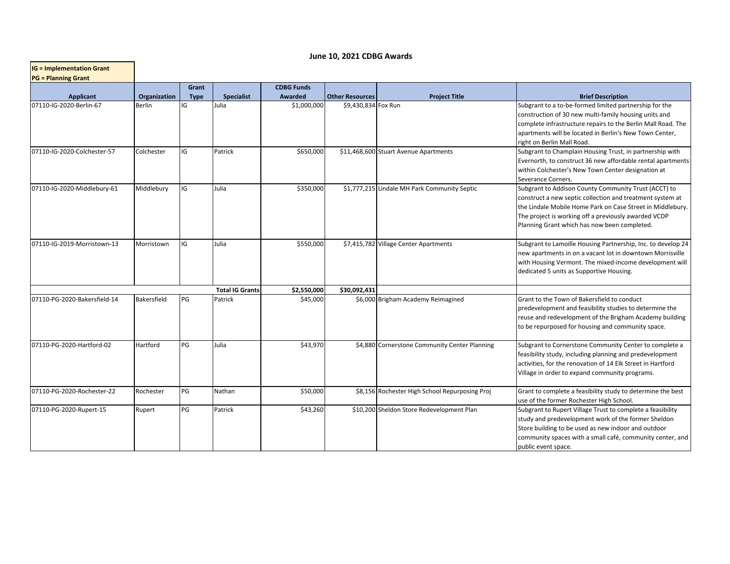## June 10, 2021 CDBG Awards

**IG = Implementation Grant**
**PG = Planning Grant**

| Applicant | Organization | Grant Type | Specialist | CDBG Funds Awarded | Other Resources | Project Title | Brief Description |
|---|---|---|---|---|---|---|---|
| 07110-IG-2020-Berlin-67 | Berlin | IG | Julia | $1,000,000 | $9,430,834 | Fox Run | Subgrant to a to-be-formed limited partnership for the construction of 30 new multi-family housing units and complete infrastructure repairs to the Berlin Mall Road. The apartments will be located in Berlin's New Town Center, right on Berlin Mall Road. |
| 07110-IG-2020-Colchester-57 | Colchester | IG | Patrick | $650,000 | $11,468,600 | Stuart Avenue Apartments | Subgrant to Champlain Housing Trust, in partnership with Evernorth, to construct 36 new affordable rental apartments within Colchester's New Town Center designation at Severance Corners. |
| 07110-IG-2020-Middlebury-61 | Middlebury | IG | Julia | $350,000 | $1,777,215 | Lindale MH Park Community Septic | Subgrant to Addison County Community Trust (ACCT) to construct a new septic collection and treatment system at the Lindale Mobile Home Park on Case Street in Middlebury. The project is working off a previously awarded VCDP Planning Grant which has now been completed. |
| 07110-IG-2019-Morristown-13 | Morristown | IG | Julia | $550,000 | $7,415,782 | Village Center Apartments | Subgrant to Lamoille Housing Partnership, Inc. to develop 24 new apartments in on a vacant lot in downtown Morrisville with Housing Vermont. The mixed-income development will dedicated 5 units as Supportive Housing. |
| | | | **Total IG Grants** | **$2,550,000** | **$30,092,431** | | |
| 07110-PG-2020-Bakersfield-14 | Bakersfield | PG | Patrick | $45,000 | $6,000 | Brigham Academy Reimagined | Grant to the Town of Bakersfield to conduct predevelopment and feasibility studies to determine the reuse and redevelopment of the Brigham Academy building to be repurposed for housing and community space. |
| 07110-PG-2020-Hartford-02 | Hartford | PG | Julia | $43,970 | $4,880 | Cornerstone Community Center Planning | Subgrant to Cornerstone Community Center to complete a feasibility study, including planning and predevelopment activities, for the renovation of 14 Elk Street in Hartford Village in order to expand community programs. |
| 07110-PG-2020-Rochester-22 | Rochester | PG | Nathan | $50,000 | $8,156 | Rochester High School Repurposing Proj | Grant to complete a feasibility study to determine the best use of the former Rochester High School. |
| 07110-PG-2020-Rupert-15 | Rupert | PG | Patrick | $43,260 | $10,200 | Sheldon Store Redevelopment Plan | Subgrant to Rupert Village Trust to complete a feasibility study and predevelopment work of the former Sheldon Store building to be used as new indoor and outdoor community spaces with a small café, community center, and public event space. |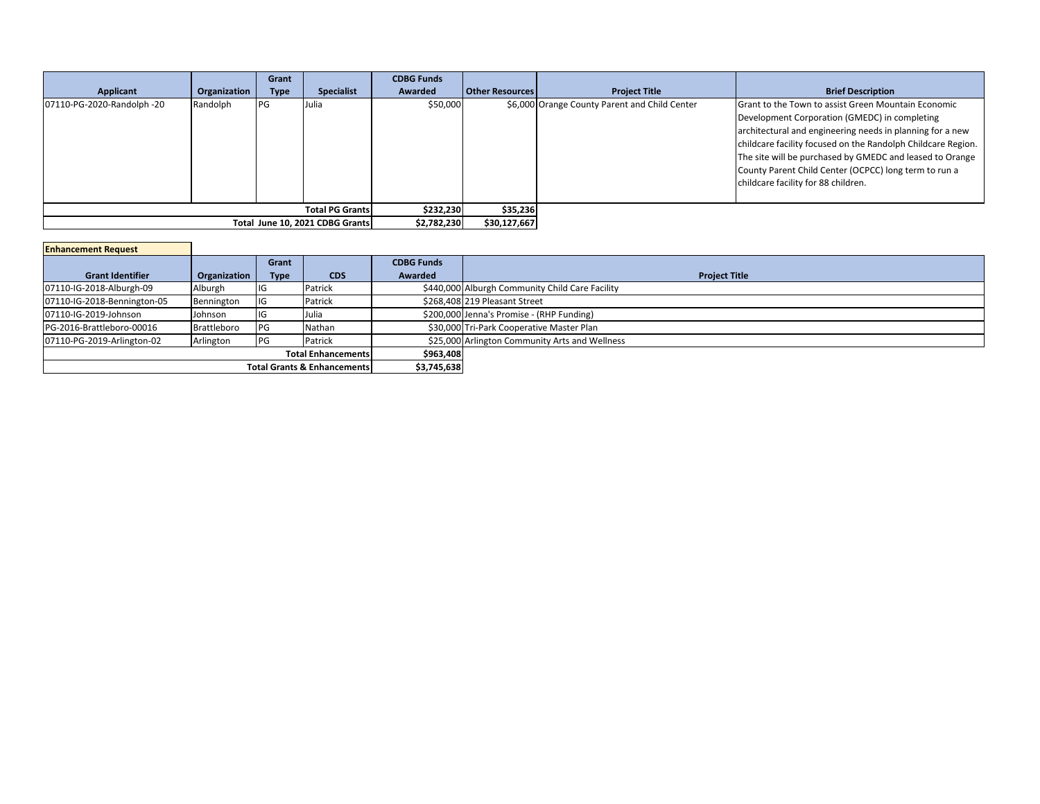| Applicant | Organization | Grant Type | Specialist | CDBG Funds Awarded | Other Resources | Project Title | Brief Description |
|---|---|---|---|---|---|---|---|
| 07110-PG-2020-Randolph -20 | Randolph | PG | Julia | $50,000 | $6,000 | Orange County Parent and Child Center | Grant to the Town to assist Green Mountain Economic Development Corporation (GMEDC) in completing architectural and engineering needs in planning for a new childcare facility focused on the Randolph Childcare Region. The site will be purchased by GMEDC and leased to Orange County Parent Child Center (OCPCC) long term to run a childcare facility for 88 children. |
| | | | **Total PG Grants** | **$232,230** | **$35,236** | | |
| | | | **Total June 10, 2021 CDBG Grants** | **$2,782,230** | **$30,127,667** | | |

**Enhancement Request**

| Grant Identifier | Organization | Grant Type | CDS | CDBG Funds Awarded | Project Title |
|---|---|---|---|---|---|
| 07110-IG-2018-Alburgh-09 | Alburgh | IG | Patrick | $440,000 | Alburgh Community Child Care Facility |
| 07110-IG-2018-Bennington-05 | Bennington | IG | Patrick | $268,408 | 219 Pleasant Street |
| 07110-IG-2019-Johnson | Johnson | IG | Julia | $200,000 | Jenna's Promise - (RHP Funding) |
| PG-2016-Brattleboro-00016 | Brattleboro | PG | Nathan | $30,000 | Tri-Park Cooperative Master Plan |
| 07110-PG-2019-Arlington-02 | Arlington | PG | Patrick | $25,000 | Arlington Community Arts and Wellness |
| | | | **Total Enhancements** | **$963,408** | |
| | | | **Total Grants & Enhancements** | **$3,745,638** | |